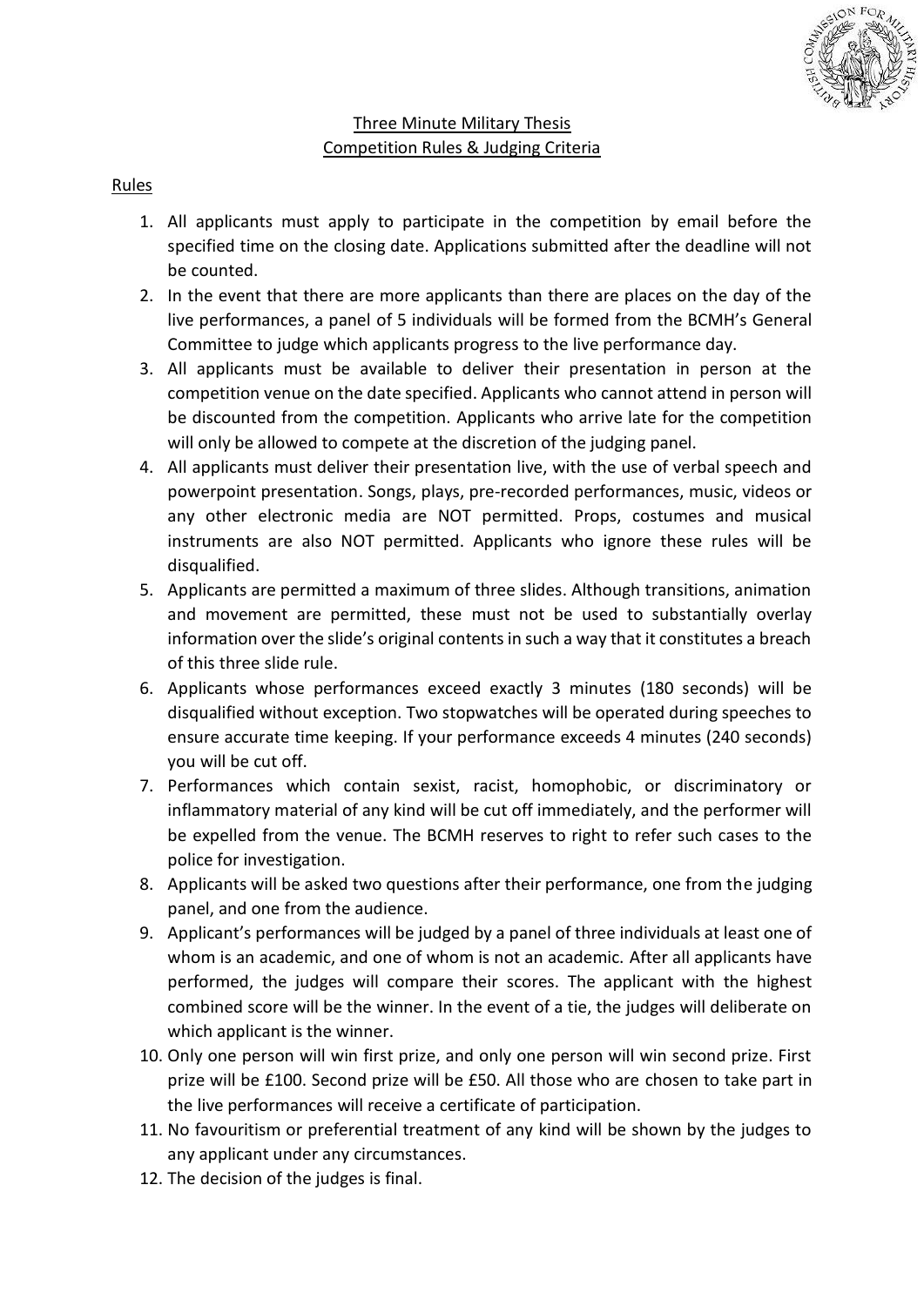# Three Minute Military Thesis
## Competition Rules & Judging Criteria

### Rules

1. All applicants must apply to participate in the competition by email before the specified time on the closing date. Applications submitted after the deadline will not be counted.
2. In the event that there are more applicants than there are places on the day of the live performances, a panel of 5 individuals will be formed from the BCMH's General Committee to judge which applicants progress to the live performance day.
3. All applicants must be available to deliver their presentation in person at the competition venue on the date specified. Applicants who cannot attend in person will be discounted from the competition. Applicants who arrive late for the competition will only be allowed to compete at the discretion of the judging panel.
4. All applicants must deliver their presentation live, with the use of verbal speech and powerpoint presentation. Songs, plays, pre-recorded performances, music, videos or any other electronic media are NOT permitted. Props, costumes and musical instruments are also NOT permitted. Applicants who ignore these rules will be disqualified.
5. Applicants are permitted a maximum of three slides. Although transitions, animation and movement are permitted, these must not be used to substantially overlay information over the slide's original contents in such a way that it constitutes a breach of this three slide rule.
6. Applicants whose performances exceed exactly 3 minutes (180 seconds) will be disqualified without exception. Two stopwatches will be operated during speeches to ensure accurate time keeping. If your performance exceeds 4 minutes (240 seconds) you will be cut off.
7. Performances which contain sexist, racist, homophobic, or discriminatory or inflammatory material of any kind will be cut off immediately, and the performer will be expelled from the venue. The BCMH reserves to right to refer such cases to the police for investigation.
8. Applicants will be asked two questions after their performance, one from the judging panel, and one from the audience.
9. Applicant's performances will be judged by a panel of three individuals at least one of whom is an academic, and one of whom is not an academic. After all applicants have performed, the judges will compare their scores. The applicant with the highest combined score will be the winner. In the event of a tie, the judges will deliberate on which applicant is the winner.
10. Only one person will win first prize, and only one person will win second prize. First prize will be £100. Second prize will be £50. All those who are chosen to take part in the live performances will receive a certificate of participation.
11. No favouritism or preferential treatment of any kind will be shown by the judges to any applicant under any circumstances.
12. The decision of the judges is final.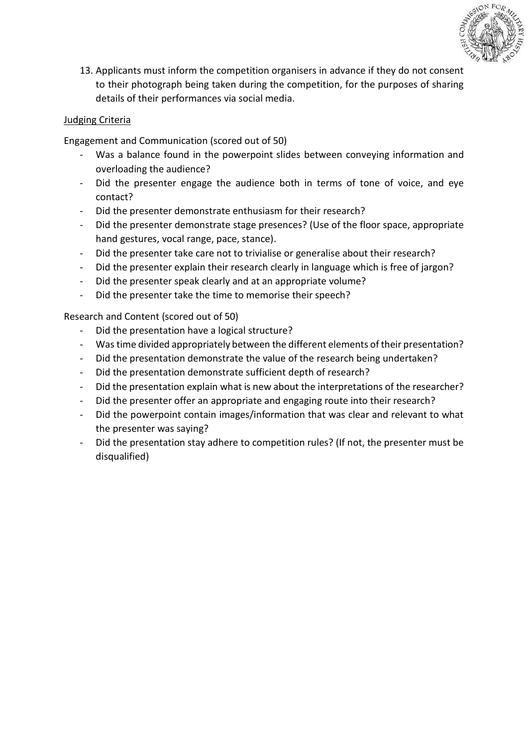13. Applicants must inform the competition organisers in advance if they do not consent to their photograph being taken during the competition, for the purposes of sharing details of their performances via social media.

<u>Judging Criteria</u>

Engagement and Communication (scored out of 50)

- Was a balance found in the powerpoint slides between conveying information and overloading the audience?
- Did the presenter engage the audience both in terms of tone of voice, and eye contact?
- Did the presenter demonstrate enthusiasm for their research?
- Did the presenter demonstrate stage presences? (Use of the floor space, appropriate hand gestures, vocal range, pace, stance).
- Did the presenter take care not to trivialise or generalise about their research?
- Did the presenter explain their research clearly in language which is free of jargon?
- Did the presenter speak clearly and at an appropriate volume?
- Did the presenter take the time to memorise their speech?

Research and Content (scored out of 50)

- Did the presentation have a logical structure?
- Was time divided appropriately between the different elements of their presentation?
- Did the presentation demonstrate the value of the research being undertaken?
- Did the presentation demonstrate sufficient depth of research?
- Did the presentation explain what is new about the interpretations of the researcher?
- Did the presenter offer an appropriate and engaging route into their research?
- Did the powerpoint contain images/information that was clear and relevant to what the presenter was saying?
- Did the presentation stay adhere to competition rules? (If not, the presenter must be disqualified)